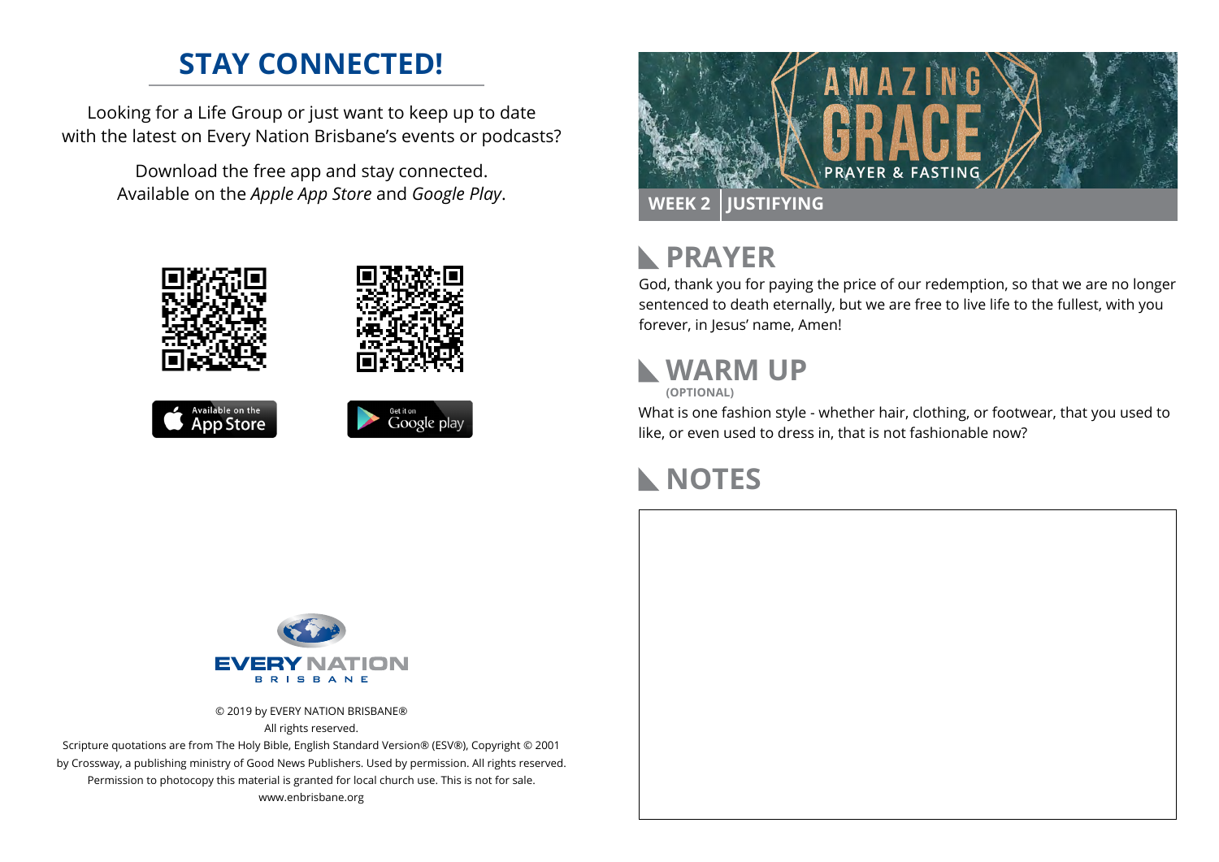## STAY CONNECTED!

Looking for a Life Group or just want to keep up to date with the latest on Every Nation Brisbane's events or podcasts?

Download the free app and stay connected. Available on the *Apple App Store* and *Google Play*.

Available on the App Store

Get it on Google play

EVERY NATION BRISBANE

© 2019 by EVERY NATION BRISBANE®
All rights reserved.
Scripture quotations are from The Holy Bible, English Standard Version® (ESV®), Copyright © 2001 by Crossway, a publishing ministry of Good News Publishers. Used by permission. All rights reserved.
Permission to photocopy this material is granted for local church use. This is not for sale.
www.enbrisbane.org

# AMAZING GRACE
PRAYER & FASTING

**WEEK 2 | JUSTIFYING**

## PRAYER

God, thank you for paying the price of our redemption, so that we are no longer sentenced to death eternally, but we are free to live life to the fullest, with you forever, in Jesus' name, Amen!

## WARM UP
**(OPTIONAL)**

What is one fashion style - whether hair, clothing, or footwear, that you used to like, or even used to dress in, that is not fashionable now?

## NOTES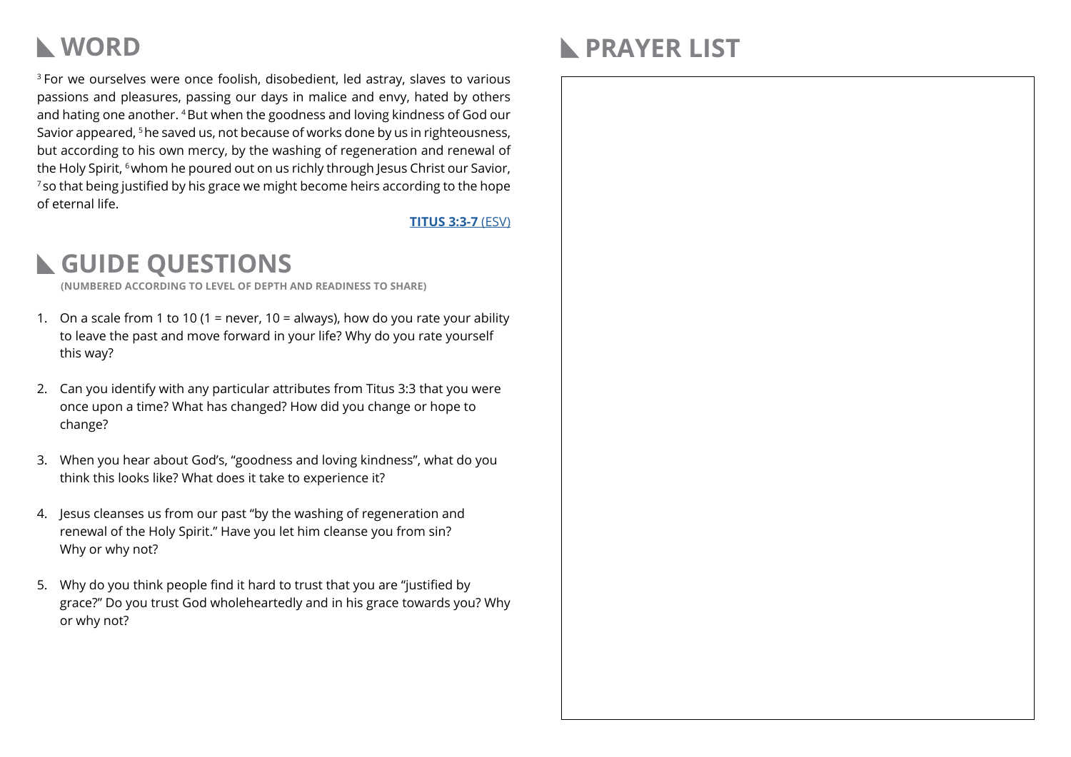## WORD

[3] For we ourselves were once foolish, disobedient, led astray, slaves to various passions and pleasures, passing our days in malice and envy, hated by others and hating one another. [4] But when the goodness and loving kindness of God our Savior appeared, [5] he saved us, not because of works done by us in righteousness, but according to his own mercy, by the washing of regeneration and renewal of the Holy Spirit, [6] whom he poured out on us richly through Jesus Christ our Savior, [7] so that being justified by his grace we might become heirs according to the hope of eternal life.

**TITUS 3:3-7** (ESV)

## GUIDE QUESTIONS

**(NUMBERED ACCORDING TO LEVEL OF DEPTH AND READINESS TO SHARE)**

1. On a scale from 1 to 10 (1 = never, 10 = always), how do you rate your ability to leave the past and move forward in your life? Why do you rate yourself this way?

2. Can you identify with any particular attributes from Titus 3:3 that you were once upon a time? What has changed? How did you change or hope to change?

3. When you hear about God's, "goodness and loving kindness", what do you think this looks like? What does it take to experience it?

4. Jesus cleanses us from our past "by the washing of regeneration and renewal of the Holy Spirit." Have you let him cleanse you from sin? Why or why not?

5. Why do you think people find it hard to trust that you are "justified by grace?" Do you trust God wholeheartedly and in his grace towards you? Why or why not?

## PRAYER LIST